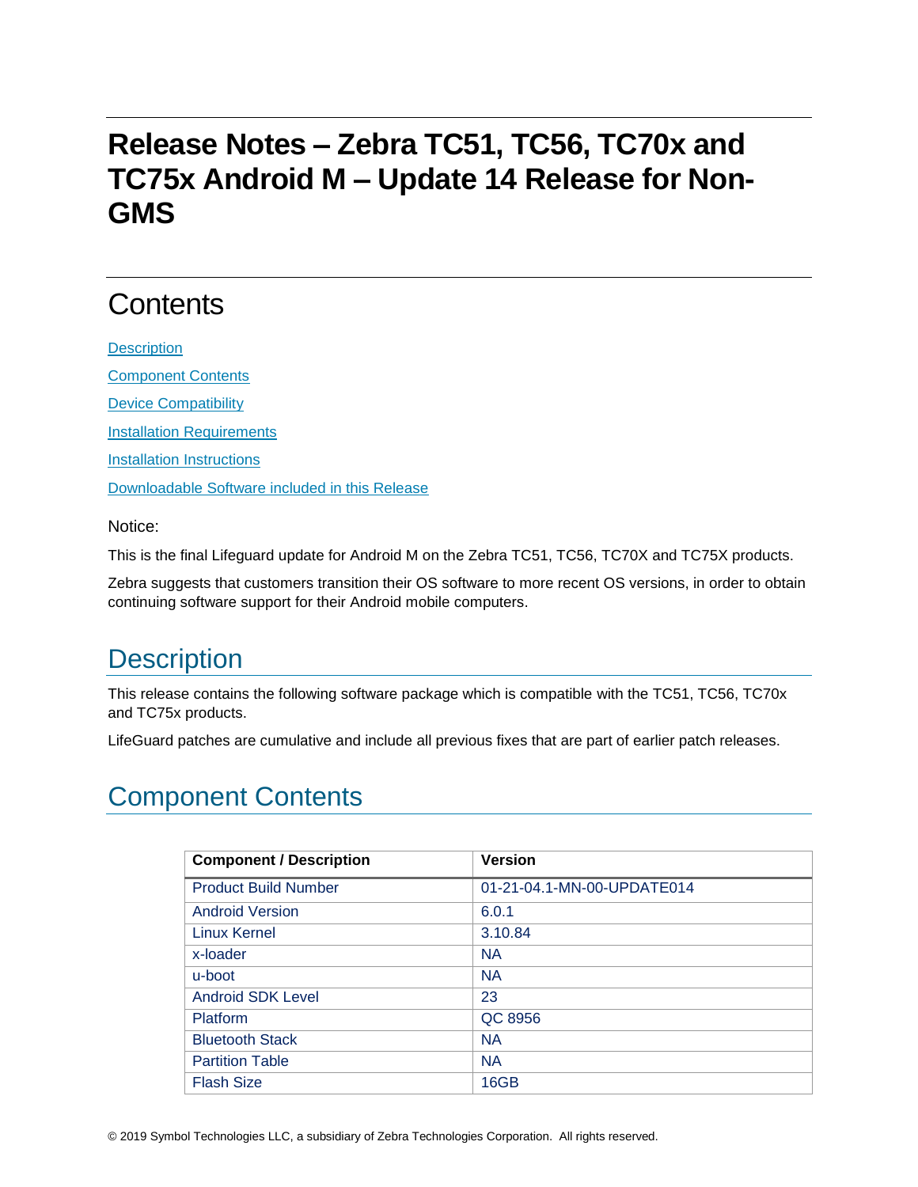# Release Notes – Zebra TC51, TC56, TC70x and TC75x Android M – Update 14 Release for Non-GMS

## Contents

[Description](#description)

[Component Contents](#component-contents)

[Device Compatibility](#device-compatibility)

[Installation Requirements](#installation-requirements)

[Installation Instructions](#installation-instructions)

[Downloadable Software included in this Release](#downloadable-software-included-in-this-release)

Notice:

This is the final Lifeguard update for Android M on the Zebra TC51, TC56, TC70X and TC75X products.

Zebra suggests that customers transition their OS software to more recent OS versions, in order to obtain continuing software support for their Android mobile computers.

## Description

This release contains the following software package which is compatible with the TC51, TC56, TC70x and TC75x products.

LifeGuard patches are cumulative and include all previous fixes that are part of earlier patch releases.

## Component Contents

| Component / Description | Version |
|---|---|
| Product Build Number | 01-21-04.1-MN-00-UPDATE014 |
| Android Version | 6.0.1 |
| Linux Kernel | 3.10.84 |
| x-loader | NA |
| u-boot | NA |
| Android SDK Level | 23 |
| Platform | QC 8956 |
| Bluetooth Stack | NA |
| Partition Table | NA |
| Flash Size | 16GB |

© 2019 Symbol Technologies LLC, a subsidiary of Zebra Technologies Corporation. All rights reserved.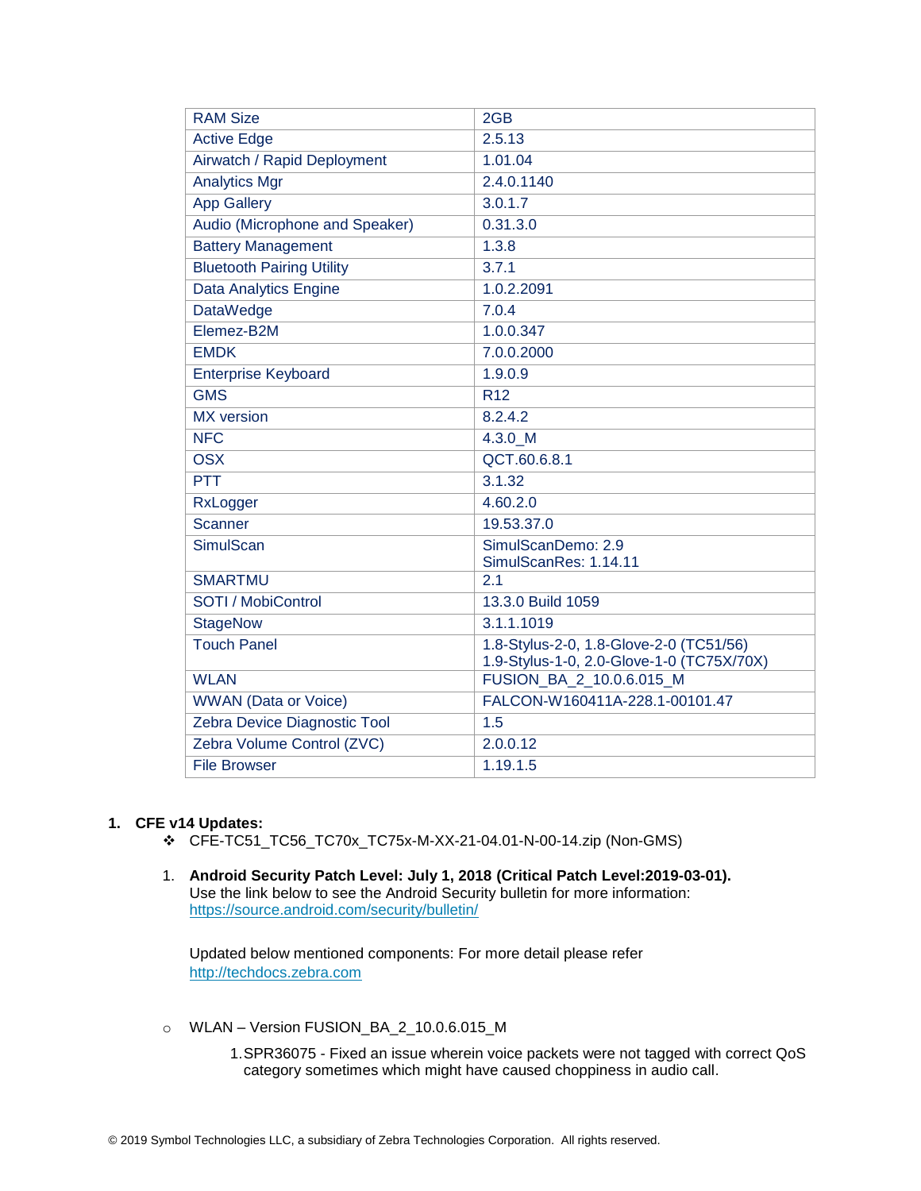| RAM Size | 2GB |
|---|---|
| Active Edge | 2.5.13 |
| Airwatch / Rapid Deployment | 1.01.04 |
| Analytics Mgr | 2.4.0.1140 |
| App Gallery | 3.0.1.7 |
| Audio (Microphone and Speaker) | 0.31.3.0 |
| Battery Management | 1.3.8 |
| Bluetooth Pairing Utility | 3.7.1 |
| Data Analytics Engine | 1.0.2.2091 |
| DataWedge | 7.0.4 |
| Elemez-B2M | 1.0.0.347 |
| EMDK | 7.0.0.2000 |
| Enterprise Keyboard | 1.9.0.9 |
| GMS | R12 |
| MX version | 8.2.4.2 |
| NFC | 4.3.0_M |
| OSX | QCT.60.6.8.1 |
| PTT | 3.1.32 |
| RxLogger | 4.60.2.0 |
| Scanner | 19.53.37.0 |
| SimulScan | SimulScanDemo: 2.9<br>SimulScanRes: 1.14.11 |
| SMARTMU | 2.1 |
| SOTI / MobiControl | 13.3.0 Build 1059 |
| StageNow | 3.1.1.1019 |
| Touch Panel | 1.8-Stylus-2-0, 1.8-Glove-2-0 (TC51/56)<br>1.9-Stylus-1-0, 2.0-Glove-1-0 (TC75X/70X) |
| WLAN | FUSION_BA_2_10.0.6.015_M |
| WWAN (Data or Voice) | FALCON-W160411A-228.1-00101.47 |
| Zebra Device Diagnostic Tool | 1.5 |
| Zebra Volume Control (ZVC) | 2.0.0.12 |
| File Browser | 1.19.1.5 |

1. **CFE v14 Updates:**
   - CFE-TC51_TC56_TC70x_TC75x-M-XX-21-04.01-N-00-14.zip (Non-GMS)

   1. **Android Security Patch Level: July 1, 2018 (Critical Patch Level:2019-03-01).**
      Use the link below to see the Android Security bulletin for more information: https://source.android.com/security/bulletin/

      Updated below mentioned components: For more detail please refer http://techdocs.zebra.com

   - WLAN – Version FUSION_BA_2_10.0.6.015_M
      1. SPR36075 - Fixed an issue wherein voice packets were not tagged with correct QoS category sometimes which might have caused choppiness in audio call.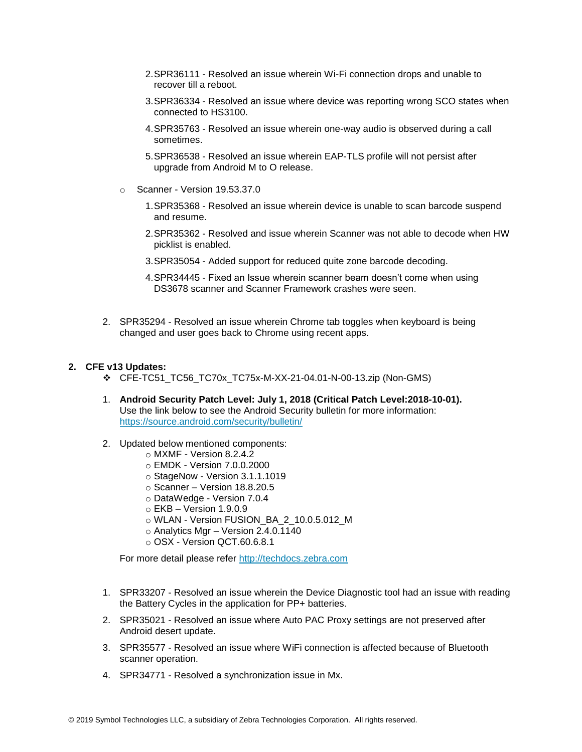2. SPR36111 - Resolved an issue wherein Wi-Fi connection drops and unable to recover till a reboot.
3. SPR36334 - Resolved an issue where device was reporting wrong SCO states when connected to HS3100.
4. SPR35763 - Resolved an issue wherein one-way audio is observed during a call sometimes.
5. SPR36538 - Resolved an issue wherein EAP-TLS profile will not persist after upgrade from Android M to O release.

- Scanner - Version 19.53.37.0
  1. SPR35368 - Resolved an issue wherein device is unable to scan barcode suspend and resume.
  2. SPR35362 - Resolved and issue wherein Scanner was not able to decode when HW picklist is enabled.
  3. SPR35054 - Added support for reduced quite zone barcode decoding.
  4. SPR34445 - Fixed an Issue wherein scanner beam doesn't come when using DS3678 scanner and Scanner Framework crashes were seen.

2. SPR35294 - Resolved an issue wherein Chrome tab toggles when keyboard is being changed and user goes back to Chrome using recent apps.

## 2. CFE v13 Updates:

❖ CFE-TC51_TC56_TC70x_TC75x-M-XX-21-04.01-N-00-13.zip (Non-GMS)

1. **Android Security Patch Level: July 1, 2018 (Critical Patch Level:2018-10-01).** Use the link below to see the Android Security bulletin for more information: https://source.android.com/security/bulletin/

2. Updated below mentioned components:
   - MXMF - Version 8.2.4.2
   - EMDK - Version 7.0.0.2000
   - StageNow - Version 3.1.1.1019
   - Scanner – Version 18.8.20.5
   - DataWedge - Version 7.0.4
   - EKB – Version 1.9.0.9
   - WLAN - Version FUSION_BA_2_10.0.5.012_M
   - Analytics Mgr – Version 2.4.0.1140
   - OSX - Version QCT.60.6.8.1

   For more detail please refer http://techdocs.zebra.com

1. SPR33207 - Resolved an issue wherein the Device Diagnostic tool had an issue with reading the Battery Cycles in the application for PP+ batteries.
2. SPR35021 - Resolved an issue where Auto PAC Proxy settings are not preserved after Android desert update.
3. SPR35577 - Resolved an issue where WiFi connection is affected because of Bluetooth scanner operation.
4. SPR34771 - Resolved a synchronization issue in Mx.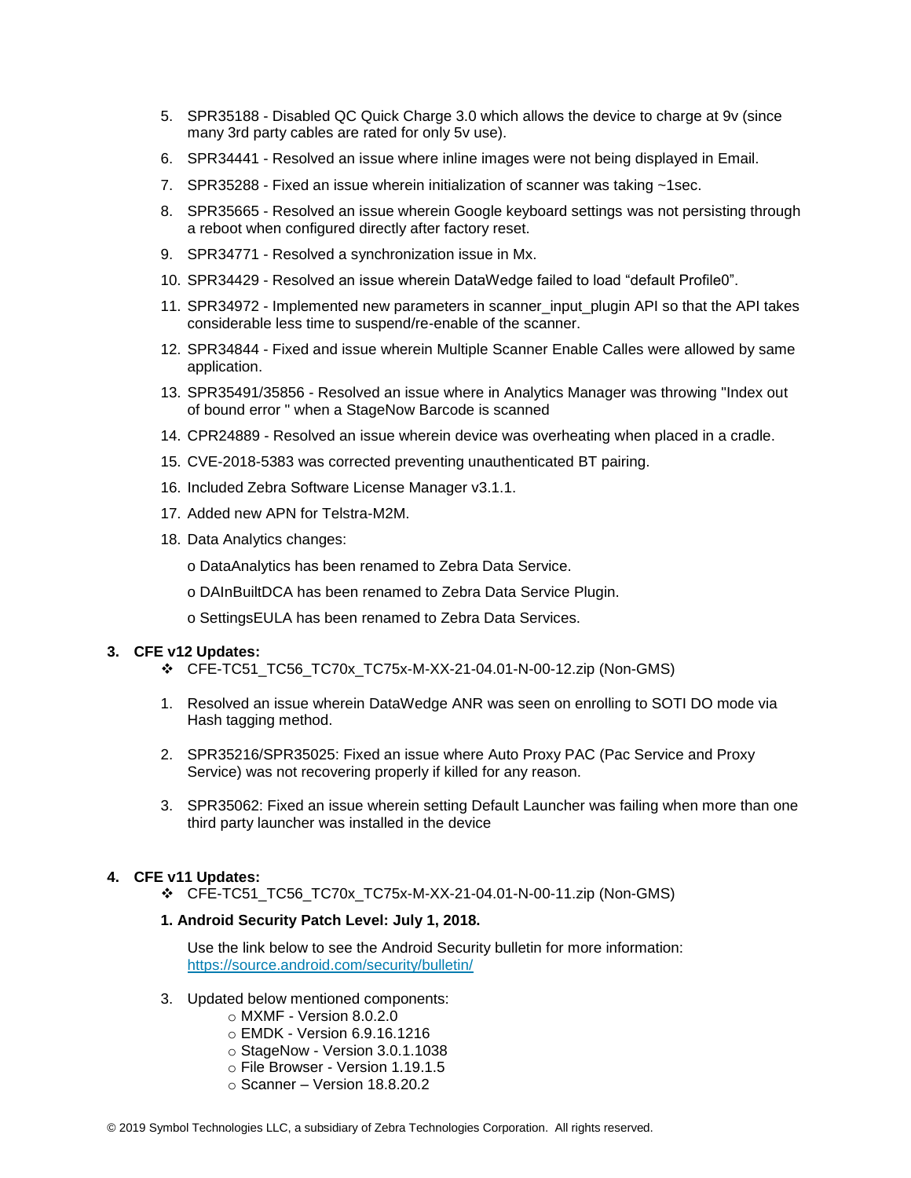5. SPR35188 - Disabled QC Quick Charge 3.0 which allows the device to charge at 9v (since many 3rd party cables are rated for only 5v use).
6. SPR34441 - Resolved an issue where inline images were not being displayed in Email.
7. SPR35288 - Fixed an issue wherein initialization of scanner was taking ~1sec.
8. SPR35665 - Resolved an issue wherein Google keyboard settings was not persisting through a reboot when configured directly after factory reset.
9. SPR34771 - Resolved a synchronization issue in Mx.
10. SPR34429 - Resolved an issue wherein DataWedge failed to load "default Profile0".
11. SPR34972 - Implemented new parameters in scanner_input_plugin API so that the API takes considerable less time to suspend/re-enable of the scanner.
12. SPR34844 - Fixed and issue wherein Multiple Scanner Enable Calles were allowed by same application.
13. SPR35491/35856 - Resolved an issue where in Analytics Manager was throwing "Index out of bound error " when a StageNow Barcode is scanned
14. CPR24889 - Resolved an issue wherein device was overheating when placed in a cradle.
15. CVE-2018-5383 was corrected preventing unauthenticated BT pairing.
16. Included Zebra Software License Manager v3.1.1.
17. Added new APN for Telstra-M2M.
18. Data Analytics changes:
    - DataAnalytics has been renamed to Zebra Data Service.
    - DAInBuiltDCA has been renamed to Zebra Data Service Plugin.
    - SettingsEULA has been renamed to Zebra Data Services.

**3. CFE v12 Updates:**

- ❖ CFE-TC51_TC56_TC70x_TC75x-M-XX-21-04.01-N-00-12.zip (Non-GMS)

1. Resolved an issue wherein DataWedge ANR was seen on enrolling to SOTI DO mode via Hash tagging method.
2. SPR35216/SPR35025: Fixed an issue where Auto Proxy PAC (Pac Service and Proxy Service) was not recovering properly if killed for any reason.
3. SPR35062: Fixed an issue wherein setting Default Launcher was failing when more than one third party launcher was installed in the device

**4. CFE v11 Updates:**

- ❖ CFE-TC51_TC56_TC70x_TC75x-M-XX-21-04.01-N-00-11.zip (Non-GMS)

**1. Android Security Patch Level: July 1, 2018.**

Use the link below to see the Android Security bulletin for more information: https://source.android.com/security/bulletin/

3. Updated below mentioned components:
    - MXMF - Version 8.0.2.0
    - EMDK - Version 6.9.16.1216
    - StageNow - Version 3.0.1.1038
    - File Browser - Version 1.19.1.5
    - Scanner – Version 18.8.20.2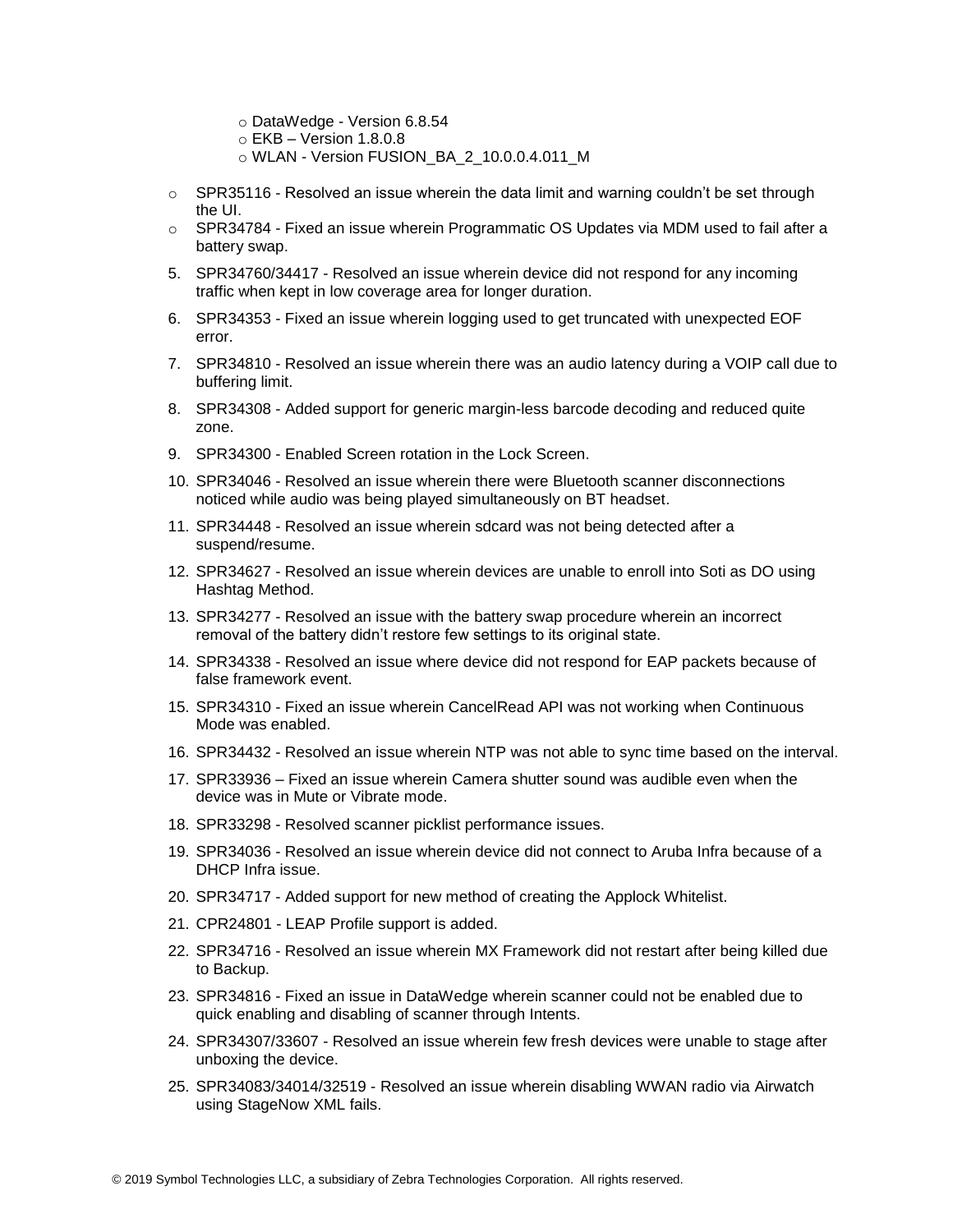- DataWedge - Version 6.8.54
    - EKB – Version 1.8.0.8
    - WLAN - Version FUSION_BA_2_10.0.0.4.011_M

- SPR35116 - Resolved an issue wherein the data limit and warning couldn't be set through the UI.
- SPR34784 - Fixed an issue wherein Programmatic OS Updates via MDM used to fail after a battery swap.

5. SPR34760/34417 - Resolved an issue wherein device did not respond for any incoming traffic when kept in low coverage area for longer duration.
6. SPR34353 - Fixed an issue wherein logging used to get truncated with unexpected EOF error.
7. SPR34810 - Resolved an issue wherein there was an audio latency during a VOIP call due to buffering limit.
8. SPR34308 - Added support for generic margin-less barcode decoding and reduced quite zone.
9. SPR34300 - Enabled Screen rotation in the Lock Screen.
10. SPR34046 - Resolved an issue wherein there were Bluetooth scanner disconnections noticed while audio was being played simultaneously on BT headset.
11. SPR34448 - Resolved an issue wherein sdcard was not being detected after a suspend/resume.
12. SPR34627 - Resolved an issue wherein devices are unable to enroll into Soti as DO using Hashtag Method.
13. SPR34277 - Resolved an issue with the battery swap procedure wherein an incorrect removal of the battery didn't restore few settings to its original state.
14. SPR34338 - Resolved an issue where device did not respond for EAP packets because of false framework event.
15. SPR34310 - Fixed an issue wherein CancelRead API was not working when Continuous Mode was enabled.
16. SPR34432 - Resolved an issue wherein NTP was not able to sync time based on the interval.
17. SPR33936 – Fixed an issue wherein Camera shutter sound was audible even when the device was in Mute or Vibrate mode.
18. SPR33298 - Resolved scanner picklist performance issues.
19. SPR34036 - Resolved an issue wherein device did not connect to Aruba Infra because of a DHCP Infra issue.
20. SPR34717 - Added support for new method of creating the Applock Whitelist.
21. CPR24801 - LEAP Profile support is added.
22. SPR34716 - Resolved an issue wherein MX Framework did not restart after being killed due to Backup.
23. SPR34816 - Fixed an issue in DataWedge wherein scanner could not be enabled due to quick enabling and disabling of scanner through Intents.
24. SPR34307/33607 - Resolved an issue wherein few fresh devices were unable to stage after unboxing the device.
25. SPR34083/34014/32519 - Resolved an issue wherein disabling WWAN radio via Airwatch using StageNow XML fails.

© 2019 Symbol Technologies LLC, a subsidiary of Zebra Technologies Corporation. All rights reserved.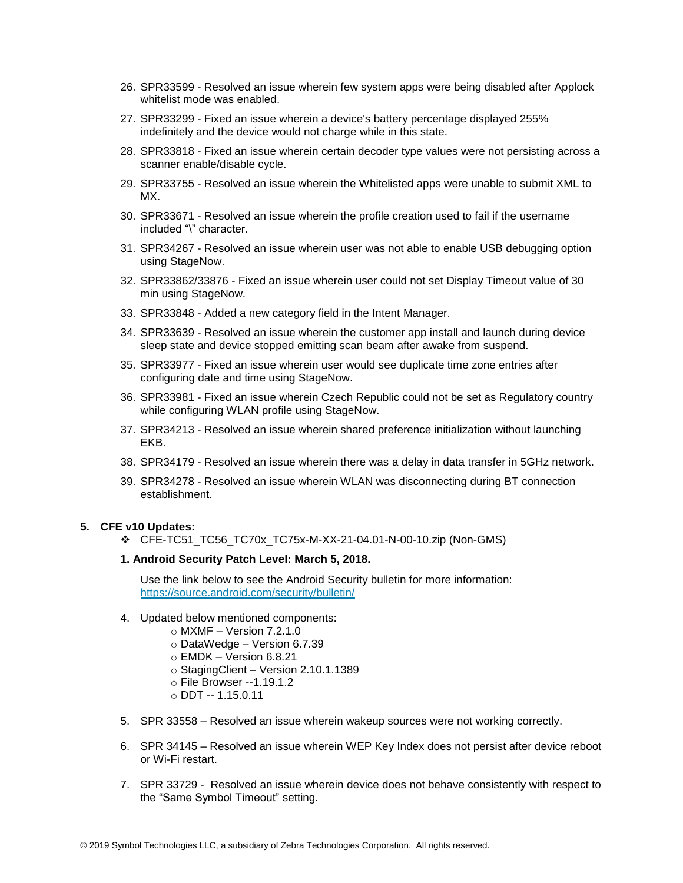26. SPR33599 - Resolved an issue wherein few system apps were being disabled after Applock whitelist mode was enabled.
27. SPR33299 - Fixed an issue wherein a device's battery percentage displayed 255% indefinitely and the device would not charge while in this state.
28. SPR33818 - Fixed an issue wherein certain decoder type values were not persisting across a scanner enable/disable cycle.
29. SPR33755 - Resolved an issue wherein the Whitelisted apps were unable to submit XML to MX.
30. SPR33671 - Resolved an issue wherein the profile creation used to fail if the username included "\" character.
31. SPR34267 - Resolved an issue wherein user was not able to enable USB debugging option using StageNow.
32. SPR33862/33876 - Fixed an issue wherein user could not set Display Timeout value of 30 min using StageNow.
33. SPR33848 - Added a new category field in the Intent Manager.
34. SPR33639 - Resolved an issue wherein the customer app install and launch during device sleep state and device stopped emitting scan beam after awake from suspend.
35. SPR33977 - Fixed an issue wherein user would see duplicate time zone entries after configuring date and time using StageNow.
36. SPR33981 - Fixed an issue wherein Czech Republic could not be set as Regulatory country while configuring WLAN profile using StageNow.
37. SPR34213 - Resolved an issue wherein shared preference initialization without launching EKB.
38. SPR34179 - Resolved an issue wherein there was a delay in data transfer in 5GHz network.
39. SPR34278 - Resolved an issue wherein WLAN was disconnecting during BT connection establishment.

**5. CFE v10 Updates:**

- ❖ CFE-TC51_TC56_TC70x_TC75x-M-XX-21-04.01-N-00-10.zip (Non-GMS)

**1. Android Security Patch Level: March 5, 2018.**

Use the link below to see the Android Security bulletin for more information: https://source.android.com/security/bulletin/

4. Updated below mentioned components:
   - MXMF – Version 7.2.1.0
   - DataWedge – Version 6.7.39
   - EMDK – Version 6.8.21
   - StagingClient – Version 2.10.1.1389
   - File Browser --1.19.1.2
   - DDT -- 1.15.0.11

5. SPR 33558 – Resolved an issue wherein wakeup sources were not working correctly.

6. SPR 34145 – Resolved an issue wherein WEP Key Index does not persist after device reboot or Wi-Fi restart.

7. SPR 33729 - Resolved an issue wherein device does not behave consistently with respect to the "Same Symbol Timeout" setting.

© 2019 Symbol Technologies LLC, a subsidiary of Zebra Technologies Corporation. All rights reserved.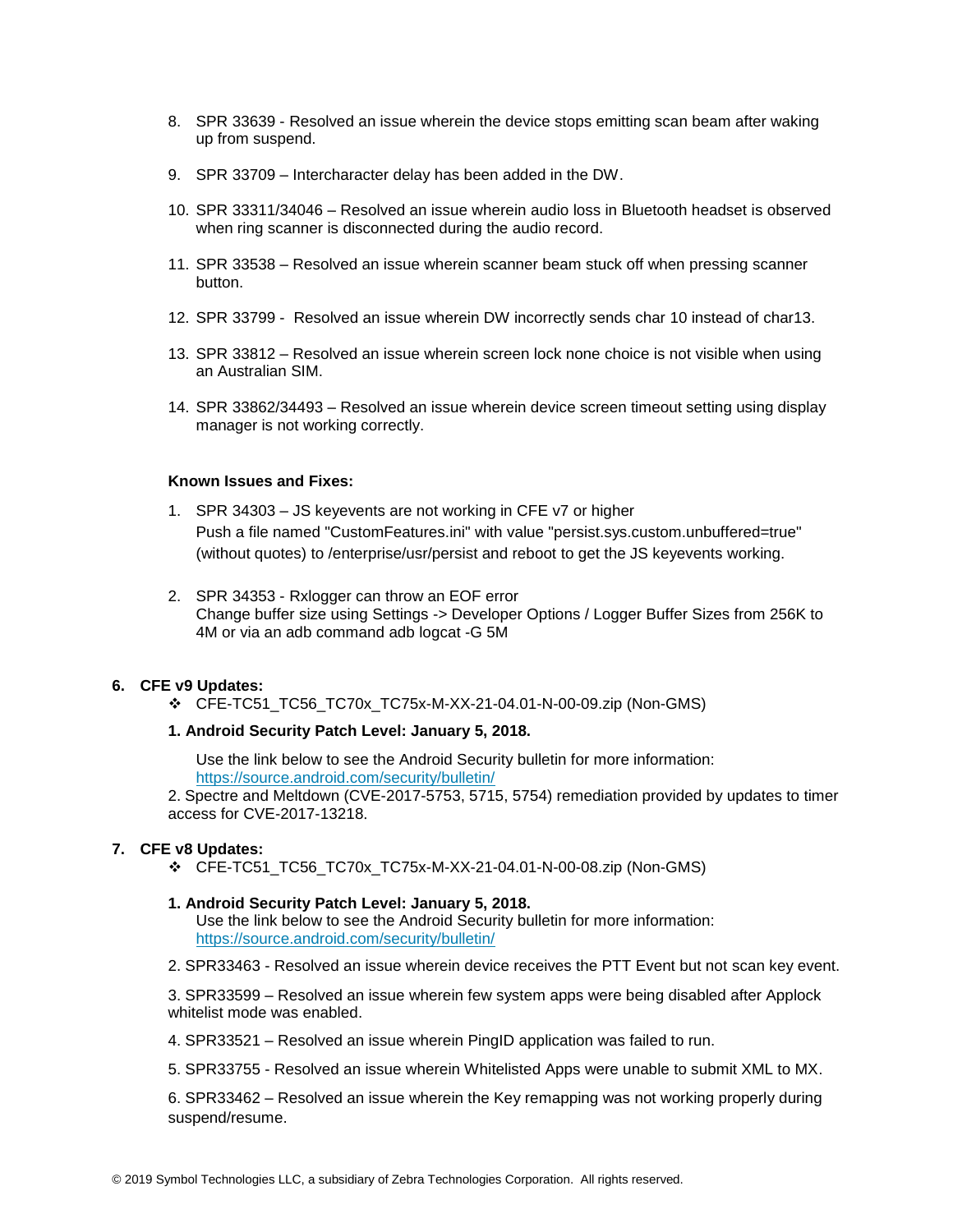8. SPR 33639 - Resolved an issue wherein the device stops emitting scan beam after waking up from suspend.

9. SPR 33709 – Intercharacter delay has been added in the DW.

10. SPR 33311/34046 – Resolved an issue wherein audio loss in Bluetooth headset is observed when ring scanner is disconnected during the audio record.

11. SPR 33538 – Resolved an issue wherein scanner beam stuck off when pressing scanner button.

12. SPR 33799 - Resolved an issue wherein DW incorrectly sends char 10 instead of char13.

13. SPR 33812 – Resolved an issue wherein screen lock none choice is not visible when using an Australian SIM.

14. SPR 33862/34493 – Resolved an issue wherein device screen timeout setting using display manager is not working correctly.

**Known Issues and Fixes:**

1. SPR 34303 – JS keyevents are not working in CFE v7 or higher
   Push a file named "CustomFeatures.ini" with value "persist.sys.custom.unbuffered=true" (without quotes) to /enterprise/usr/persist and reboot to get the JS keyevents working.

2. SPR 34353 - Rxlogger can throw an EOF error
   Change buffer size using Settings -> Developer Options / Logger Buffer Sizes from 256K to 4M or via an adb command adb logcat -G 5M

**6. CFE v9 Updates:**

- CFE-TC51_TC56_TC70x_TC75x-M-XX-21-04.01-N-00-09.zip (Non-GMS)

**1. Android Security Patch Level: January 5, 2018.**

Use the link below to see the Android Security bulletin for more information: https://source.android.com/security/bulletin/

2. Spectre and Meltdown (CVE-2017-5753, 5715, 5754) remediation provided by updates to timer access for CVE-2017-13218.

**7. CFE v8 Updates:**

- CFE-TC51_TC56_TC70x_TC75x-M-XX-21-04.01-N-00-08.zip (Non-GMS)

**1. Android Security Patch Level: January 5, 2018.**
Use the link below to see the Android Security bulletin for more information: https://source.android.com/security/bulletin/

2. SPR33463 - Resolved an issue wherein device receives the PTT Event but not scan key event.

3. SPR33599 – Resolved an issue wherein few system apps were being disabled after Applock whitelist mode was enabled.

4. SPR33521 – Resolved an issue wherein PingID application was failed to run.

5. SPR33755 - Resolved an issue wherein Whitelisted Apps were unable to submit XML to MX.

6. SPR33462 – Resolved an issue wherein the Key remapping was not working properly during suspend/resume.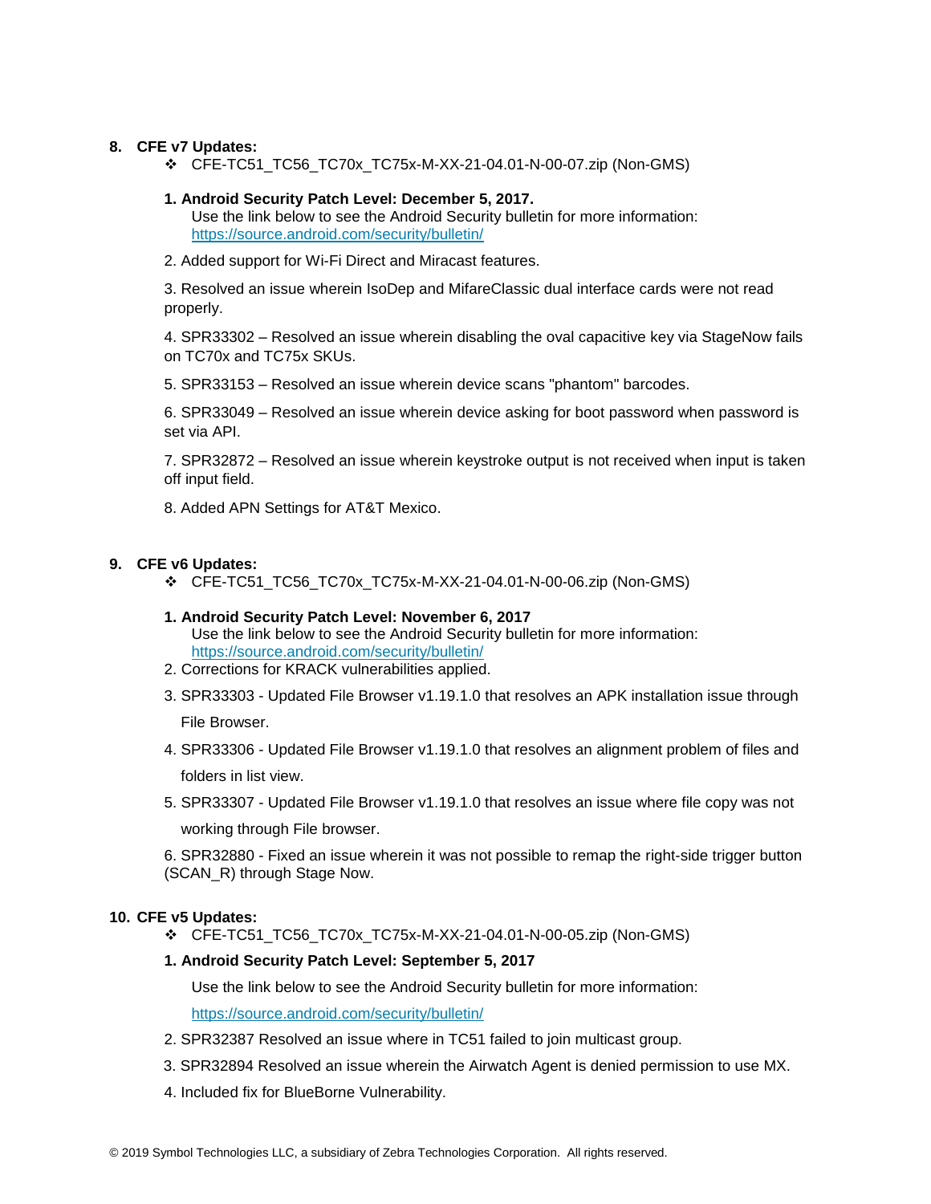## 8. CFE v7 Updates:

- ❖ CFE-TC51_TC56_TC70x_TC75x-M-XX-21-04.01-N-00-07.zip (Non-GMS)

**1. Android Security Patch Level: December 5, 2017.**
Use the link below to see the Android Security bulletin for more information:
https://source.android.com/security/bulletin/

2. Added support for Wi-Fi Direct and Miracast features.

3. Resolved an issue wherein IsoDep and MifareClassic dual interface cards were not read properly.

4. SPR33302 – Resolved an issue wherein disabling the oval capacitive key via StageNow fails on TC70x and TC75x SKUs.

5. SPR33153 – Resolved an issue wherein device scans "phantom" barcodes.

6. SPR33049 – Resolved an issue wherein device asking for boot password when password is set via API.

7. SPR32872 – Resolved an issue wherein keystroke output is not received when input is taken off input field.

8. Added APN Settings for AT&T Mexico.

## 9. CFE v6 Updates:

- ❖ CFE-TC51_TC56_TC70x_TC75x-M-XX-21-04.01-N-00-06.zip (Non-GMS)

**1. Android Security Patch Level: November 6, 2017**
Use the link below to see the Android Security bulletin for more information:
https://source.android.com/security/bulletin/

2. Corrections for KRACK vulnerabilities applied.

3. SPR33303 - Updated File Browser v1.19.1.0 that resolves an APK installation issue through File Browser.

4. SPR33306 - Updated File Browser v1.19.1.0 that resolves an alignment problem of files and folders in list view.

5. SPR33307 - Updated File Browser v1.19.1.0 that resolves an issue where file copy was not working through File browser.

6. SPR32880 - Fixed an issue wherein it was not possible to remap the right-side trigger button (SCAN_R) through Stage Now.

## 10. CFE v5 Updates:

- ❖ CFE-TC51_TC56_TC70x_TC75x-M-XX-21-04.01-N-00-05.zip (Non-GMS)

**1. Android Security Patch Level: September 5, 2017**

Use the link below to see the Android Security bulletin for more information:

https://source.android.com/security/bulletin/

2. SPR32387 Resolved an issue where in TC51 failed to join multicast group.

3. SPR32894 Resolved an issue wherein the Airwatch Agent is denied permission to use MX.

4. Included fix for BlueBorne Vulnerability.

© 2019 Symbol Technologies LLC, a subsidiary of Zebra Technologies Corporation. All rights reserved.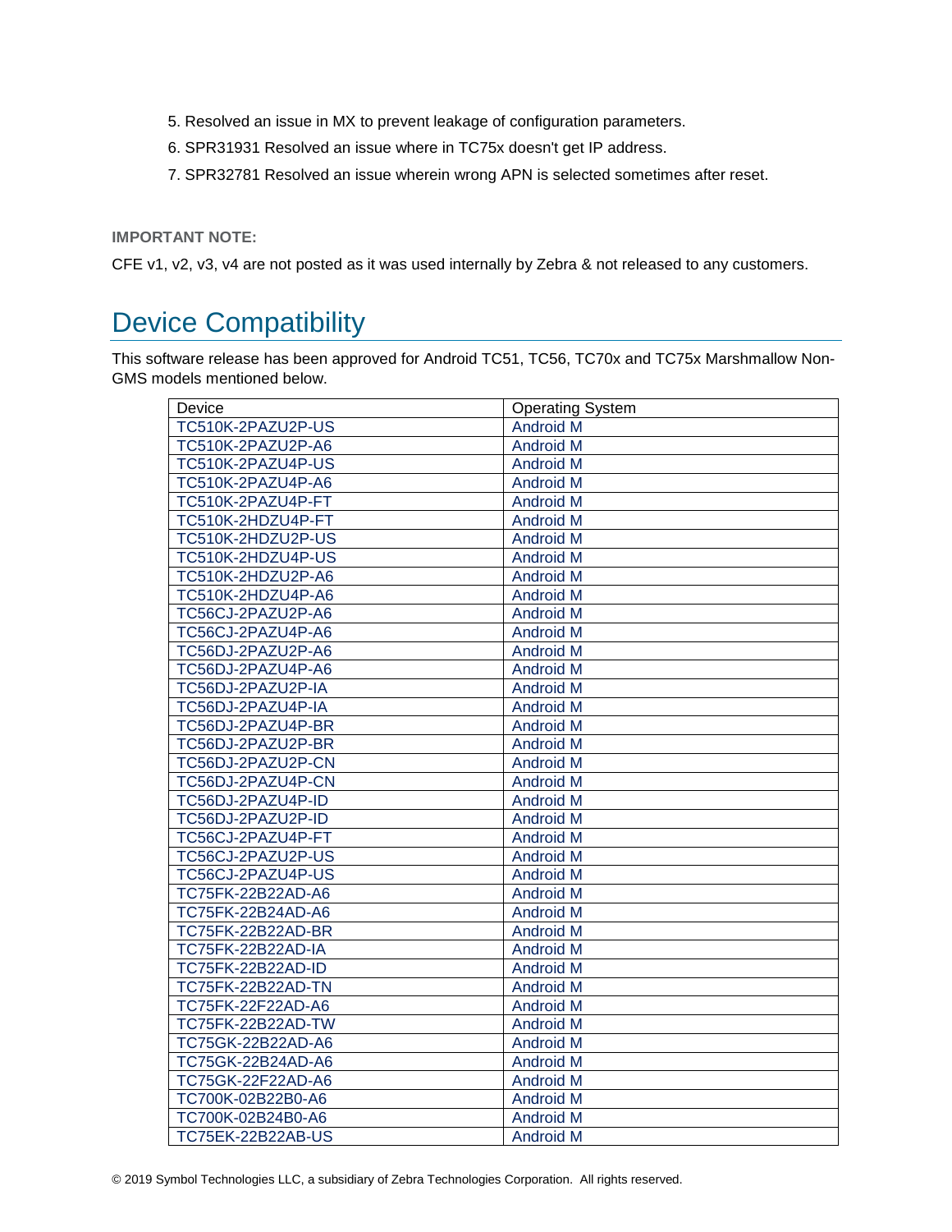5. Resolved an issue in MX to prevent leakage of configuration parameters.
6. SPR31931 Resolved an issue where in TC75x doesn't get IP address.
7. SPR32781 Resolved an issue wherein wrong APN is selected sometimes after reset.

**IMPORTANT NOTE:**

CFE v1, v2, v3, v4 are not posted as it was used internally by Zebra & not released to any customers.

# Device Compatibility

This software release has been approved for Android TC51, TC56, TC70x and TC75x Marshmallow Non-GMS models mentioned below.

| Device | Operating System |
|---|---|
| TC510K-2PAZU2P-US | Android M |
| TC510K-2PAZU2P-A6 | Android M |
| TC510K-2PAZU4P-US | Android M |
| TC510K-2PAZU4P-A6 | Android M |
| TC510K-2PAZU4P-FT | Android M |
| TC510K-2HDZU4P-FT | Android M |
| TC510K-2HDZU2P-US | Android M |
| TC510K-2HDZU4P-US | Android M |
| TC510K-2HDZU2P-A6 | Android M |
| TC510K-2HDZU4P-A6 | Android M |
| TC56CJ-2PAZU2P-A6 | Android M |
| TC56CJ-2PAZU4P-A6 | Android M |
| TC56DJ-2PAZU2P-A6 | Android M |
| TC56DJ-2PAZU4P-A6 | Android M |
| TC56DJ-2PAZU2P-IA | Android M |
| TC56DJ-2PAZU4P-IA | Android M |
| TC56DJ-2PAZU4P-BR | Android M |
| TC56DJ-2PAZU2P-BR | Android M |
| TC56DJ-2PAZU2P-CN | Android M |
| TC56DJ-2PAZU4P-CN | Android M |
| TC56DJ-2PAZU4P-ID | Android M |
| TC56DJ-2PAZU2P-ID | Android M |
| TC56CJ-2PAZU4P-FT | Android M |
| TC56CJ-2PAZU2P-US | Android M |
| TC56CJ-2PAZU4P-US | Android M |
| TC75FK-22B22AD-A6 | Android M |
| TC75FK-22B24AD-A6 | Android M |
| TC75FK-22B22AD-BR | Android M |
| TC75FK-22B22AD-IA | Android M |
| TC75FK-22B22AD-ID | Android M |
| TC75FK-22B22AD-TN | Android M |
| TC75FK-22F22AD-A6 | Android M |
| TC75FK-22B22AD-TW | Android M |
| TC75GK-22B22AD-A6 | Android M |
| TC75GK-22B24AD-A6 | Android M |
| TC75GK-22F22AD-A6 | Android M |
| TC700K-02B22B0-A6 | Android M |
| TC700K-02B24B0-A6 | Android M |
| TC75EK-22B22AB-US | Android M |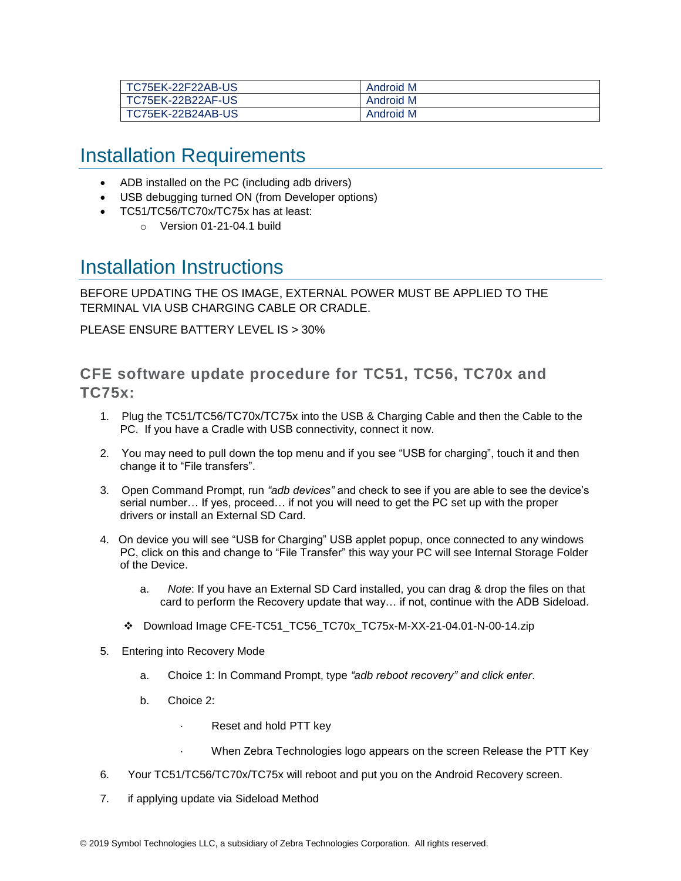| TC75EK-22F22AB-US | Android M |
| --- | --- |
| TC75EK-22B22AF-US | Android M |
| TC75EK-22B24AB-US | Android M |

# Installation Requirements

- ADB installed on the PC (including adb drivers)
- USB debugging turned ON (from Developer options)
- TC51/TC56/TC70x/TC75x has at least:
  - Version 01-21-04.1 build

# Installation Instructions

BEFORE UPDATING THE OS IMAGE, EXTERNAL POWER MUST BE APPLIED TO THE TERMINAL VIA USB CHARGING CABLE OR CRADLE.

PLEASE ENSURE BATTERY LEVEL IS > 30%

## CFE software update procedure for TC51, TC56, TC70x and TC75x:

1. Plug the TC51/TC56/TC70x/TC75x into the USB & Charging Cable and then the Cable to the PC. If you have a Cradle with USB connectivity, connect it now.

2. You may need to pull down the top menu and if you see "USB for charging", touch it and then change it to "File transfers".

3. Open Command Prompt, run *"adb devices"* and check to see if you are able to see the device's serial number… If yes, proceed… if not you will need to get the PC set up with the proper drivers or install an External SD Card.

4. On device you will see "USB for Charging" USB applet popup, once connected to any windows PC, click on this and change to "File Transfer" this way your PC will see Internal Storage Folder of the Device.

   a. *Note*: If you have an External SD Card installed, you can drag & drop the files on that card to perform the Recovery update that way… if not, continue with the ADB Sideload.

   ❖ Download Image CFE-TC51_TC56_TC70x_TC75x-M-XX-21-04.01-N-00-14.zip

5. Entering into Recovery Mode

   a. Choice 1: In Command Prompt, type *"adb reboot recovery" and click enter*.

   b. Choice 2:

      · Reset and hold PTT key

      · When Zebra Technologies logo appears on the screen Release the PTT Key

6. Your TC51/TC56/TC70x/TC75x will reboot and put you on the Android Recovery screen.

7. if applying update via Sideload Method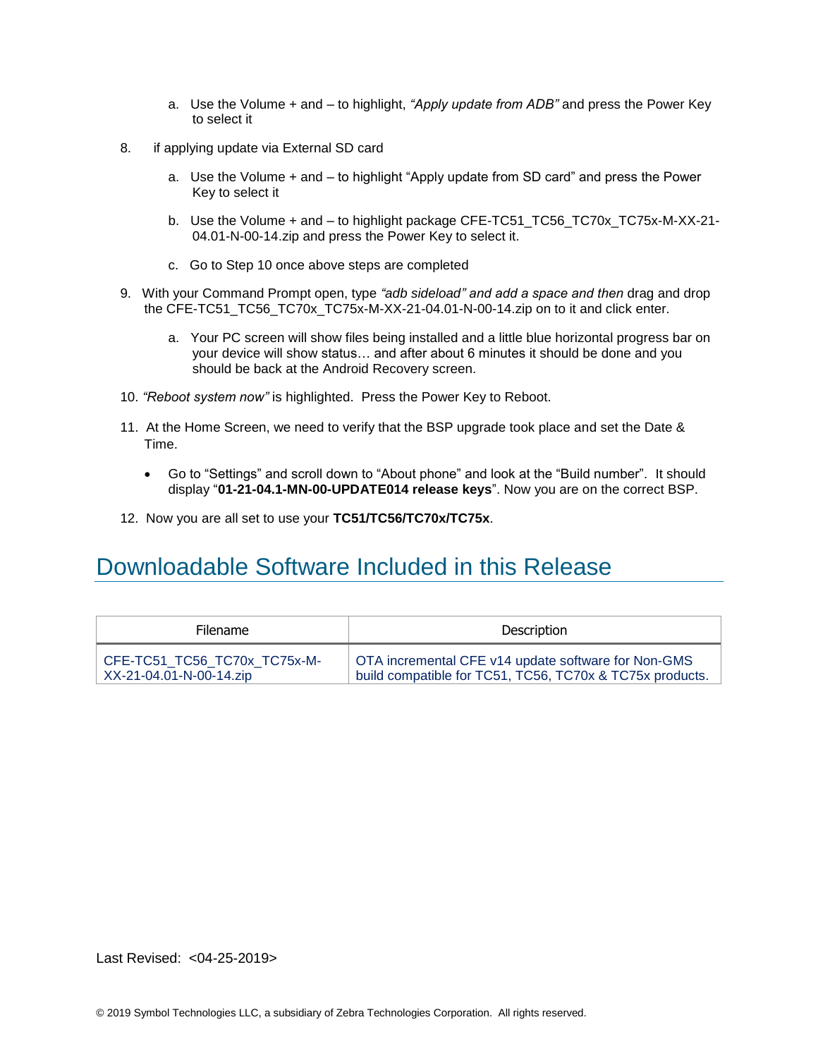a. Use the Volume + and – to highlight, *"Apply update from ADB"* and press the Power Key to select it

8. if applying update via External SD card

    a. Use the Volume + and – to highlight "Apply update from SD card" and press the Power Key to select it

    b. Use the Volume + and – to highlight package CFE-TC51_TC56_TC70x_TC75x-M-XX-21-04.01-N-00-14.zip and press the Power Key to select it.

    c. Go to Step 10 once above steps are completed

9. With your Command Prompt open, type *"adb sideload" and add a space and then* drag and drop the CFE-TC51_TC56_TC70x_TC75x-M-XX-21-04.01-N-00-14.zip on to it and click enter.

    a. Your PC screen will show files being installed and a little blue horizontal progress bar on your device will show status… and after about 6 minutes it should be done and you should be back at the Android Recovery screen.

10. *"Reboot system now"* is highlighted. Press the Power Key to Reboot.

11. At the Home Screen, we need to verify that the BSP upgrade took place and set the Date & Time.

    - Go to "Settings" and scroll down to "About phone" and look at the "Build number". It should display "**01-21-04.1-MN-00-UPDATE014 release keys**". Now you are on the correct BSP.

12. Now you are all set to use your **TC51/TC56/TC70x/TC75x**.

# Downloadable Software Included in this Release

| Filename | Description |
|---|---|
| CFE-TC51_TC56_TC70x_TC75x-M-XX-21-04.01-N-00-14.zip | OTA incremental CFE v14 update software for Non-GMS build compatible for TC51, TC56, TC70x & TC75x products. |

Last Revised: <04-25-2019>

© 2019 Symbol Technologies LLC, a subsidiary of Zebra Technologies Corporation. All rights reserved.